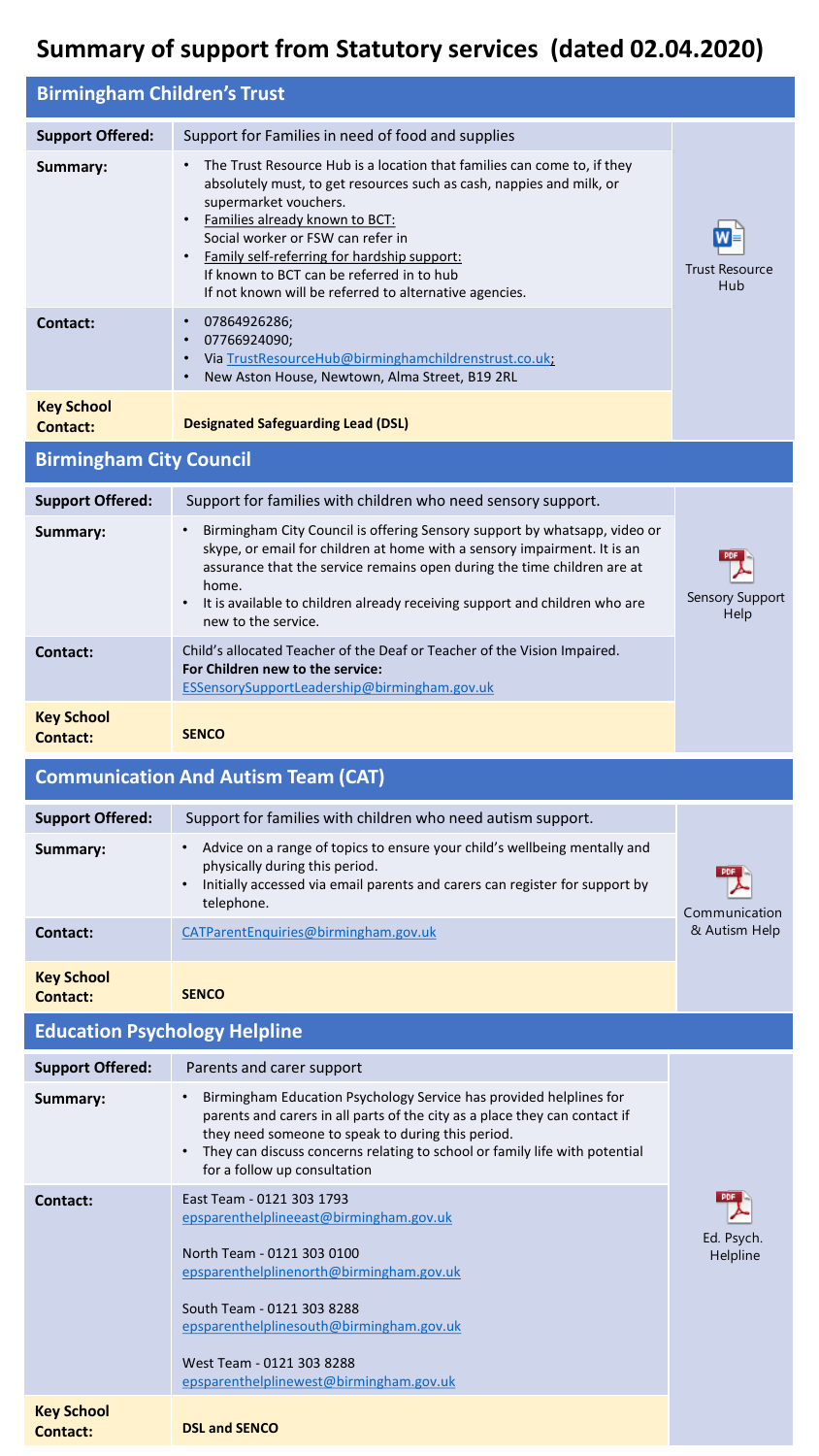# Summary of support from Statutory services (dated 02.04.2020)

## Birmingham Children's Trust

| | | |
|---|---|---|
| **Support Offered:** | Support for Families in need of food and supplies | Trust Resource Hub |
| **Summary:** | • The Trust Resource Hub is a location that families can come to, if they absolutely must, to get resources such as cash, nappies and milk, or supermarket vouchers.<br>• Families already known to BCT: Social worker or FSW can refer in<br>• Family self-referring for hardship support: If known to BCT can be referred in to hub If not known will be referred to alternative agencies. | |
| **Contact:** | • 07864926286;<br>• 07766924090;<br>• Via TrustResourceHub@birminghamchildrenstrust.co.uk;<br>• New Aston House, Newtown, Alma Street, B19 2RL | |
| **Key School Contact:** | **Designated Safeguarding Lead (DSL)** | |

## Birmingham City Council

| | | |
|---|---|---|
| **Support Offered:** | Support for families with children who need sensory support. | Sensory Support Help |
| **Summary:** | • Birmingham City Council is offering Sensory support by whatsapp, video or skype, or email for children at home with a sensory impairment. It is an assurance that the service remains open during the time children are at home.<br>• It is available to children already receiving support and children who are new to the service. | |
| **Contact:** | Child's allocated Teacher of the Deaf or Teacher of the Vision Impaired.<br>**For Children new to the service:**<br>ESSensorySupportLeadership@birmingham.gov.uk | |
| **Key School Contact:** | **SENCO** | |

## Communication And Autism Team (CAT)

| | | |
|---|---|---|
| **Support Offered:** | Support for families with children who need autism support. | Communication & Autism Help |
| **Summary:** | • Advice on a range of topics to ensure your child's wellbeing mentally and physically during this period.<br>• Initially accessed via email parents and carers can register for support by telephone. | |
| **Contact:** | CATParentEnquiries@birmingham.gov.uk | |
| **Key School Contact:** | **SENCO** | |

## Education Psychology Helpline

| | | |
|---|---|---|
| **Support Offered:** | Parents and carer support | Ed. Psych. Helpline |
| **Summary:** | • Birmingham Education Psychology Service has provided helplines for parents and carers in all parts of the city as a place they can contact if they need someone to speak to during this period.<br>• They can discuss concerns relating to school or family life with potential for a follow up consultation | |
| **Contact:** | East Team - 0121 303 1793<br>epsparenthelplineeast@birmingham.gov.uk<br><br>North Team - 0121 303 0100<br>epsparenthelplinenorth@birmingham.gov.uk<br><br>South Team - 0121 303 8288<br>epsparenthelplinesouth@birmingham.gov.uk<br><br>West Team - 0121 303 8288<br>epsparenthelplinewest@birmingham.gov.uk | |
| **Key School Contact:** | **DSL and SENCO** | |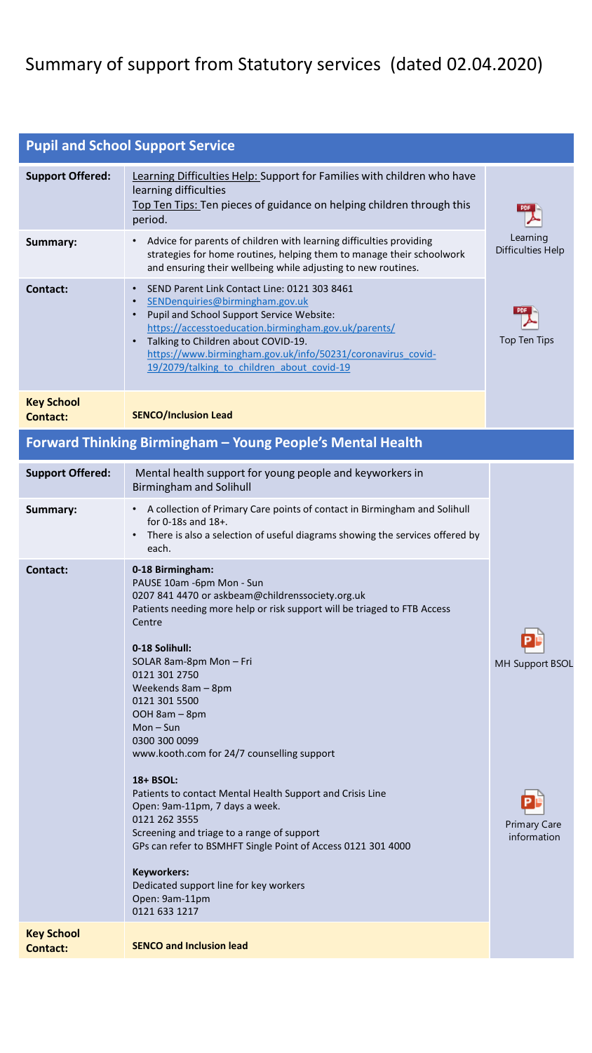# Summary of support from Statutory services (dated 02.04.2020)

## Pupil and School Support Service

| | | |
|---|---|---|
| **Support Offered:** | Learning Difficulties Help: Support for Families with children who have learning difficulties<br>Top Ten Tips: Ten pieces of guidance on helping children through this period. | Learning Difficulties Help |
| **Summary:** | • Advice for parents of children with learning difficulties providing strategies for home routines, helping them to manage their schoolwork and ensuring their wellbeing while adjusting to new routines. | |
| **Contact:** | • SEND Parent Link Contact Line: 0121 303 8461<br>• SENDenquiries@birmingham.gov.uk<br>• Pupil and School Support Service Website: https://accesstoeducation.birmingham.gov.uk/parents/<br>• Talking to Children about COVID-19. https://www.birmingham.gov.uk/info/50231/coronavirus_covid-19/2079/talking_to_children_about_covid-19 | Top Ten Tips |
| **Key School Contact:** | **SENCO/Inclusion Lead** | |

## Forward Thinking Birmingham – Young People's Mental Health

| | | |
|---|---|---|
| **Support Offered:** | Mental health support for young people and keyworkers in Birmingham and Solihull | |
| **Summary:** | • A collection of Primary Care points of contact in Birmingham and Solihull for 0-18s and 18+.<br>• There is also a selection of useful diagrams showing the services offered by each. | |
| **Contact:** | **0-18 Birmingham:**<br>PAUSE 10am -6pm Mon - Sun<br>0207 841 4470 or askbeam@childrenssociety.org.uk<br>Patients needing more help or risk support will be triaged to FTB Access Centre<br><br>**0-18 Solihull:**<br>SOLAR 8am-8pm Mon – Fri<br>0121 301 2750<br>Weekends 8am – 8pm<br>0121 301 5500<br>OOH 8am – 8pm<br>Mon – Sun<br>0300 300 0099<br>www.kooth.com for 24/7 counselling support<br><br>**18+ BSOL:**<br>Patients to contact Mental Health Support and Crisis Line<br>Open: 9am-11pm, 7 days a week.<br>0121 262 3555<br>Screening and triage to a range of support<br>GPs can refer to BSMHFT Single Point of Access 0121 301 4000<br><br>**Keyworkers:**<br>Dedicated support line for key workers<br>Open: 9am-11pm<br>0121 633 1217 | MH Support BSOL<br><br>Primary Care information |
| **Key School Contact:** | **SENCO and Inclusion lead** | |